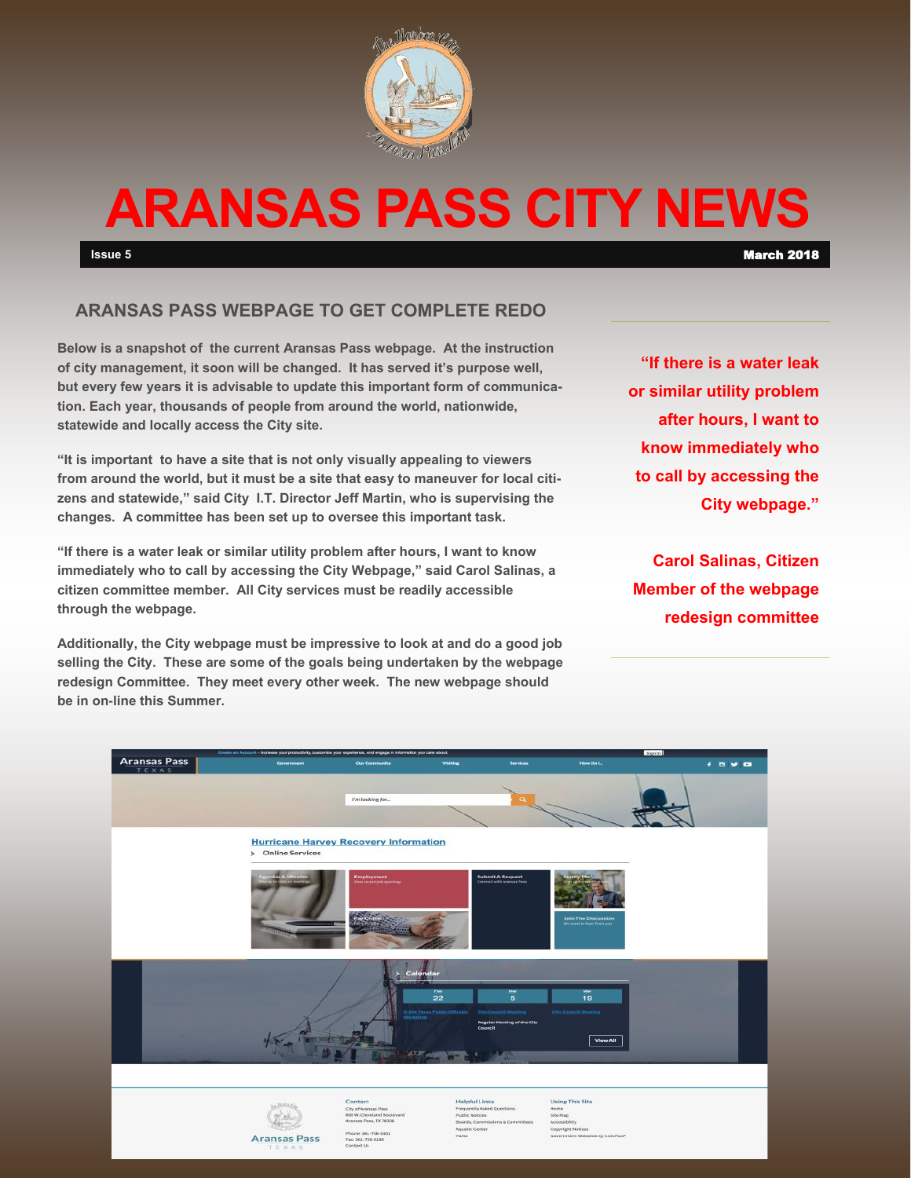# ARANSAS PASS CITY NEWS

**Issue 5** — **March 2018**

## ARANSAS PASS WEBPAGE TO GET COMPLETE REDO

Below is a snapshot of the current Aransas Pass webpage. At the instruction of city management, it soon will be changed. It has served it's purpose well, but every few years it is advisable to update this important form of communication. Each year, thousands of people from around the world, nationwide, statewide and locally access the City site.

"It is important to have a site that is not only visually appealing to viewers from around the world, but it must be a site that easy to maneuver for local citizens and statewide," said City I.T. Director Jeff Martin, who is supervising the changes. A committee has been set up to oversee this important task.

"If there is a water leak or similar utility problem after hours, I want to know immediately who to call by accessing the City Webpage," said Carol Salinas, a citizen committee member. All City services must be readily accessible through the webpage.

Additionally, the City webpage must be impressive to look at and do a good job selling the City. These are some of the goals being undertaken by the webpage redesign Committee. They meet every other week. The new webpage should be in on-line this Summer.

> **"If there is a water leak or similar utility problem after hours, I want to know immediately who to call by accessing the City webpage."**
>
> **Carol Salinas, Citizen Member of the webpage redesign committee**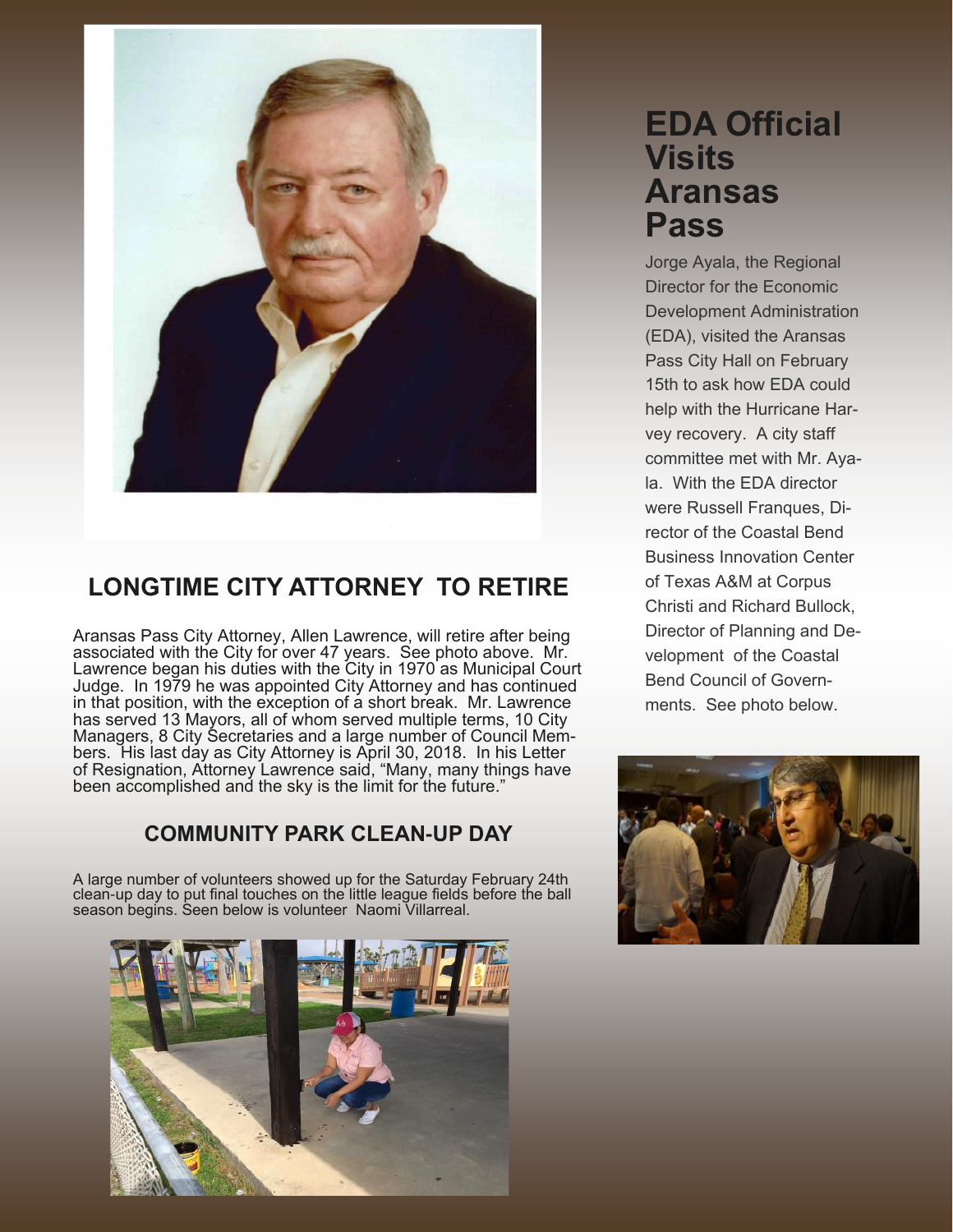## LONGTIME CITY ATTORNEY TO RETIRE

Aransas Pass City Attorney, Allen Lawrence, will retire after being associated with the City for over 47 years. See photo above. Mr. Lawrence began his duties with the City in 1970 as Municipal Court Judge. In 1979 he was appointed City Attorney and has continued in that position, with the exception of a short break. Mr. Lawrence has served 13 Mayors, all of whom served multiple terms, 10 City Managers, 8 City Secretaries and a large number of Council Members. His last day as City Attorney is April 30, 2018. In his Letter of Resignation, Attorney Lawrence said, "Many, many things have been accomplished and the sky is the limit for the future."

## COMMUNITY PARK CLEAN-UP DAY

A large number of volunteers showed up for the Saturday February 24th clean-up day to put final touches on the little league fields before the ball season begins. Seen below is volunteer Naomi Villarreal.

## EDA Official Visits Aransas Pass

Jorge Ayala, the Regional Director for the Economic Development Administration (EDA), visited the Aransas Pass City Hall on February 15th to ask how EDA could help with the Hurricane Harvey recovery. A city staff committee met with Mr. Ayala. With the EDA director were Russell Franques, Director of the Coastal Bend Business Innovation Center of Texas A&M at Corpus Christi and Richard Bullock, Director of Planning and Development of the Coastal Bend Council of Governments. See photo below.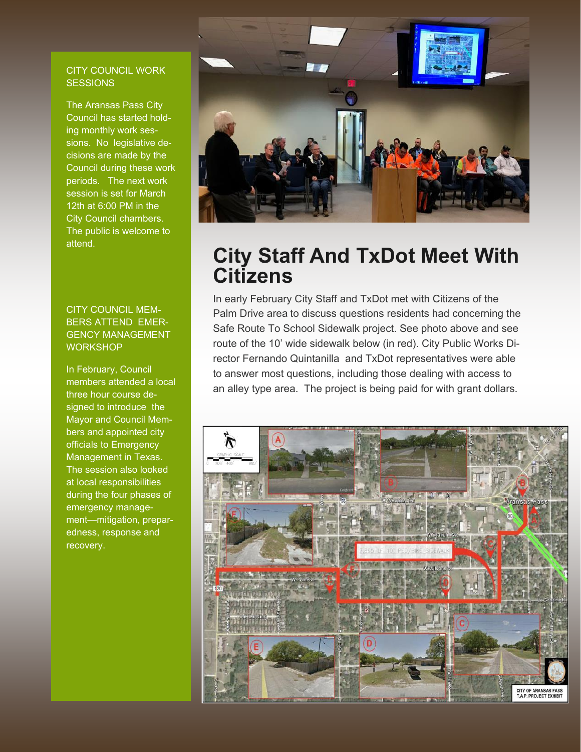## CITY COUNCIL WORK SESSIONS

The Aransas Pass City Council has started holding monthly work sessions. No legislative decisions are made by the Council during these work periods. The next work session is set for March 12th at 6:00 PM in the City Council chambers. The public is welcome to attend.

## CITY COUNCIL MEMBERS ATTEND EMERGENCY MANAGEMENT WORKSHOP

In February, Council members attended a local three hour course designed to introduce the Mayor and Council Members and appointed city officials to Emergency Management in Texas. The session also looked at local responsibilities during the four phases of emergency management—mitigation, preparedness, response and recovery.

# City Staff And TxDot Meet With Citizens

In early February City Staff and TxDot met with Citizens of the Palm Drive area to discuss questions residents had concerning the Safe Route To School Sidewalk project. See photo above and see route of the 10' wide sidewalk below (in red). City Public Works Director Fernando Quintanilla and TxDot representatives were able to answer most questions, including those dealing with access to an alley type area. The project is being paid for with grant dollars.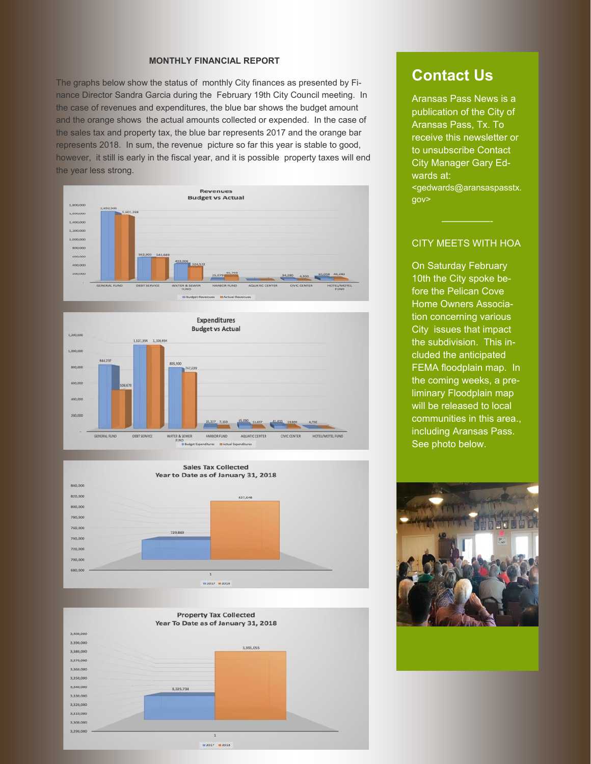**MONTHLY FINANCIAL REPORT**

The graphs below show the status of monthly City finances as presented by Finance Director Sandra Garcia during the February 19th City Council meeting. In the case of revenues and expenditures, the blue bar shows the budget amount and the orange shows the actual amounts collected or expended. In the case of the sales tax and property tax, the blue bar represents 2017 and the orange bar represents 2018. In sum, the revenue picture so far this year is stable to good, however, it still is early in the fiscal year, and it is possible property taxes will end the year less strong.

Revenues
Budget vs Actual

1,492,506 1,401,248
562,903 543,689
403,006 324,572
25,079 95,750
34,280 4,350
65,058 46,283

GENERAL FUND, DEBT SERVICE, WATER & SEWER FUND, HARBOR FUND, AQUATIC CENTER, CIVIC CENTER, HOTEL/MOTEL FUND

Budget Revenues, Actual Revenues

Expenditures
Budget vs Actual

844,237 506,678
1,101,394 1,106,494
805,900 747,039
35,217 7,159
45,090 13,657
41,410 19,891
4,750

GENERAL FUND, DEBT SERVICE, WATER & SEWER FUND, HARBOR FUND, AQUATIC CENTER, CIVIC CENTER, HOTEL/MOTEL FUND

Budget Expenditures, Actual Expenditures

Sales Tax Collected
Year to Date as of January 31, 2018

729,869
827,648

2017, 2018

Property Tax Collected
Year To Date as of January 31, 2018

3,325,738
3,391,055

2017, 2018

## Contact Us

Aransas Pass News is a publication of the City of Aransas Pass, Tx. To receive this newsletter or to unsubscribe Contact City Manager Gary Edwards at: <gedwards@aransaspasstx.gov>

—————-

CITY MEETS WITH HOA

On Saturday February 10th the City spoke before the Pelican Cove Home Owners Association concerning various City issues that impact the subdivision. This included the anticipated FEMA floodplain map. In the coming weeks, a preliminary Floodplain map will be released to local communities in this area., including Aransas Pass. See photo below.